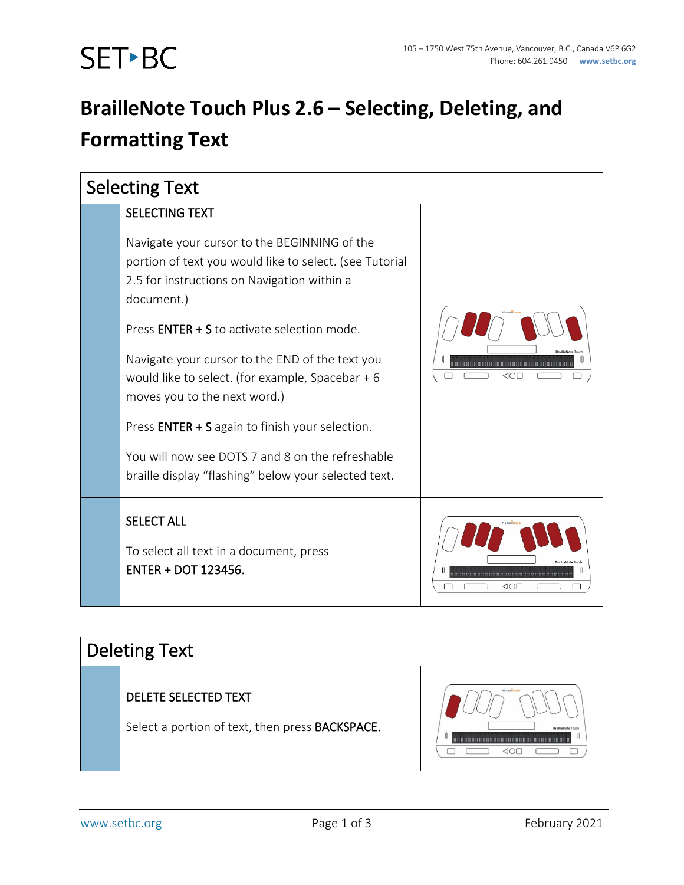# BrailleNote Touch Plus 2.6 – Selecting, Deleting, and Formatting Text

## Selecting Text

### SELECTING TEXT

Navigate your cursor to the BEGINNING of the portion of text you would like to select. (see Tutorial 2.5 for instructions on Navigation within a document.)

Press **ENTER + S** to activate selection mode.

Navigate your cursor to the END of the text you would like to select. (for example, Spacebar + 6 moves you to the next word.)

Press **ENTER + S** again to finish your selection.

You will now see DOTS 7 and 8 on the refreshable braille display "flashing" below your selected text.

### SELECT ALL

To select all text in a document, press **ENTER + DOT 123456.**

## Deleting Text

### DELETE SELECTED TEXT

Select a portion of text, then press **BACKSPACE.**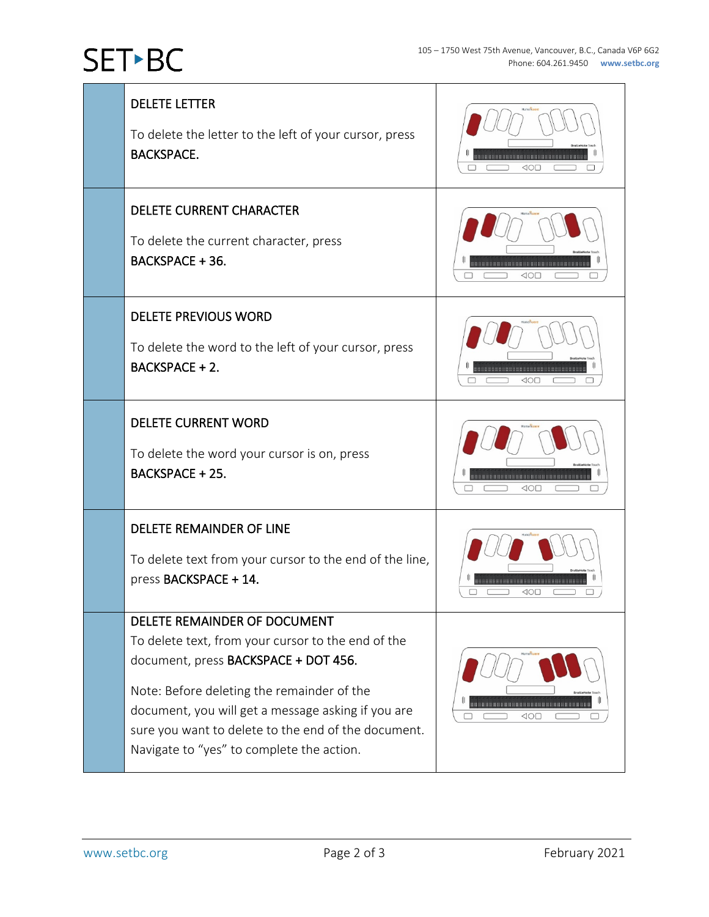| | | |
|---|---|---|
| | DELETE LETTER<br><br>To delete the letter to the left of your cursor, press **BACKSPACE.** | |
| | DELETE CURRENT CHARACTER<br><br>To delete the current character, press **BACKSPACE + 36.** | |
| | DELETE PREVIOUS WORD<br><br>To delete the word to the left of your cursor, press **BACKSPACE + 2.** | |
| | DELETE CURRENT WORD<br><br>To delete the word your cursor is on, press **BACKSPACE + 25.** | |
| | DELETE REMAINDER OF LINE<br><br>To delete text from your cursor to the end of the line, press **BACKSPACE + 14.** | |
| | DELETE REMAINDER OF DOCUMENT<br>To delete text, from your cursor to the end of the document, press **BACKSPACE + DOT 456.**<br><br>Note: Before deleting the remainder of the document, you will get a message asking if you are sure you want to delete to the end of the document. Navigate to "yes" to complete the action. | |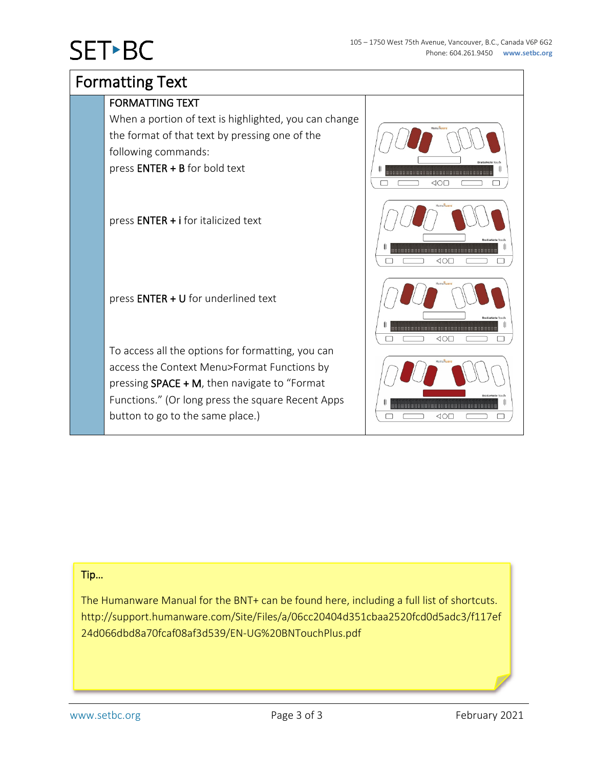# Formatting Text

## FORMATTING TEXT

When a portion of text is highlighted, you can change the format of that text by pressing one of the following commands:

press **ENTER + B** for bold text

press **ENTER + i** for italicized text

press **ENTER + U** for underlined text

To access all the options for formatting, you can access the Context Menu>Format Functions by pressing **SPACE + M**, then navigate to "Format Functions." (Or long press the square Recent Apps button to go to the same place.)

**Tip…**

The Humanware Manual for the BNT+ can be found here, including a full list of shortcuts. http://support.humanware.com/Site/Files/a/06cc20404d351cbaa2520fcd0d5adc3/f117ef24d066dbd8a70fcaf08af3d539/EN-UG%20BNTouchPlus.pdf